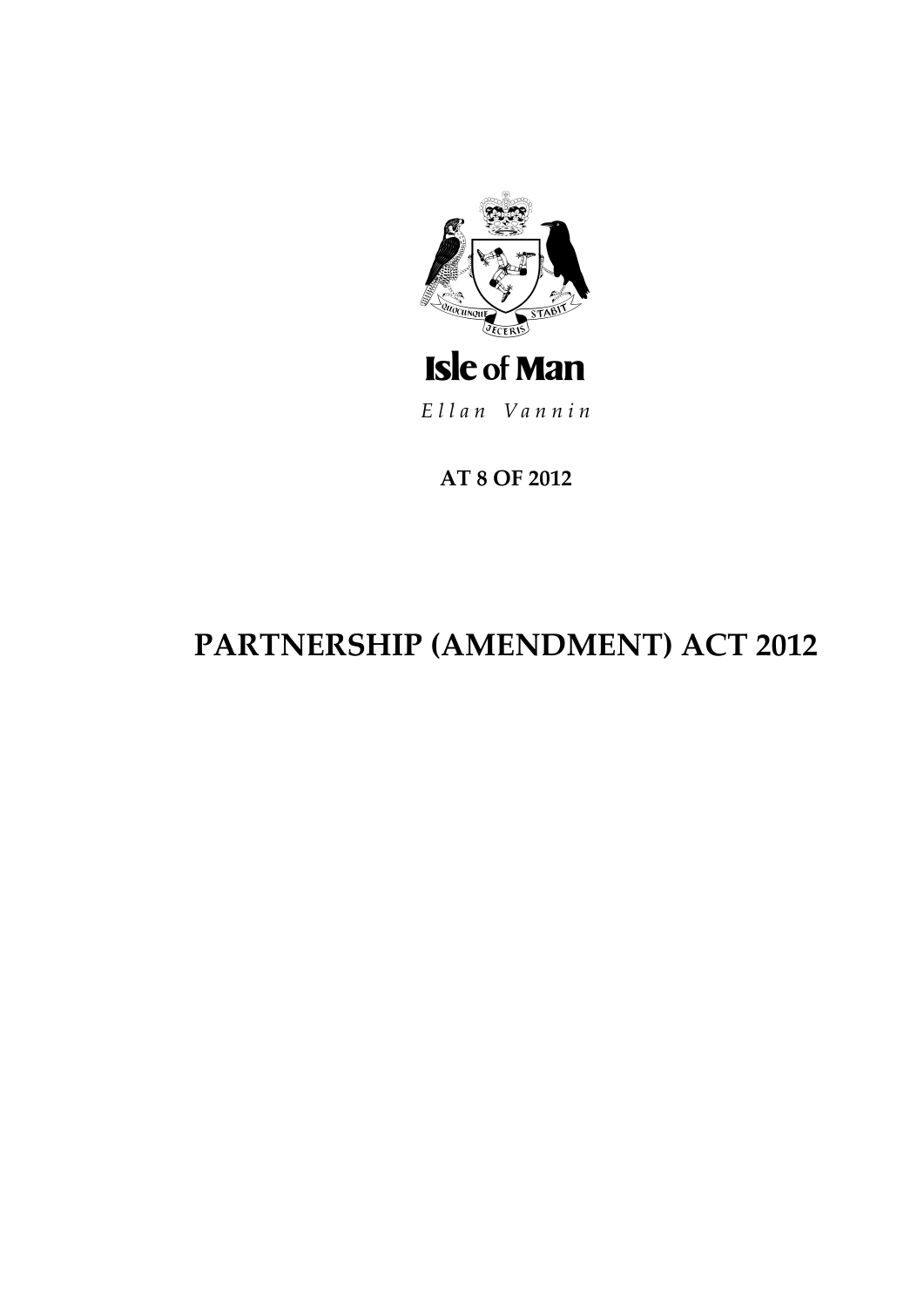Isle of Man

*Ellan Vannin*

**AT 8 OF 2012**

# PARTNERSHIP (AMENDMENT) ACT 2012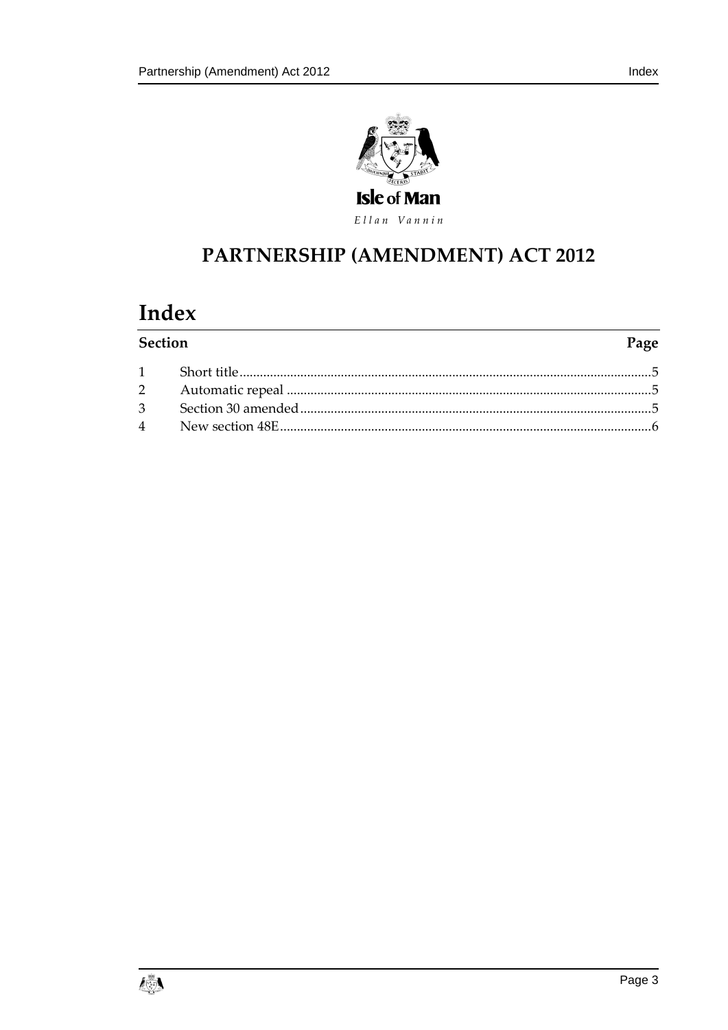Isle of Man

*Ellan Vannin*

# PARTNERSHIP (AMENDMENT) ACT 2012

## Index

| Section | | Page |
|---|---|---|
| 1 | Short title | 5 |
| 2 | Automatic repeal | 5 |
| 3 | Section 30 amended | 5 |
| 4 | New section 48E | 6 |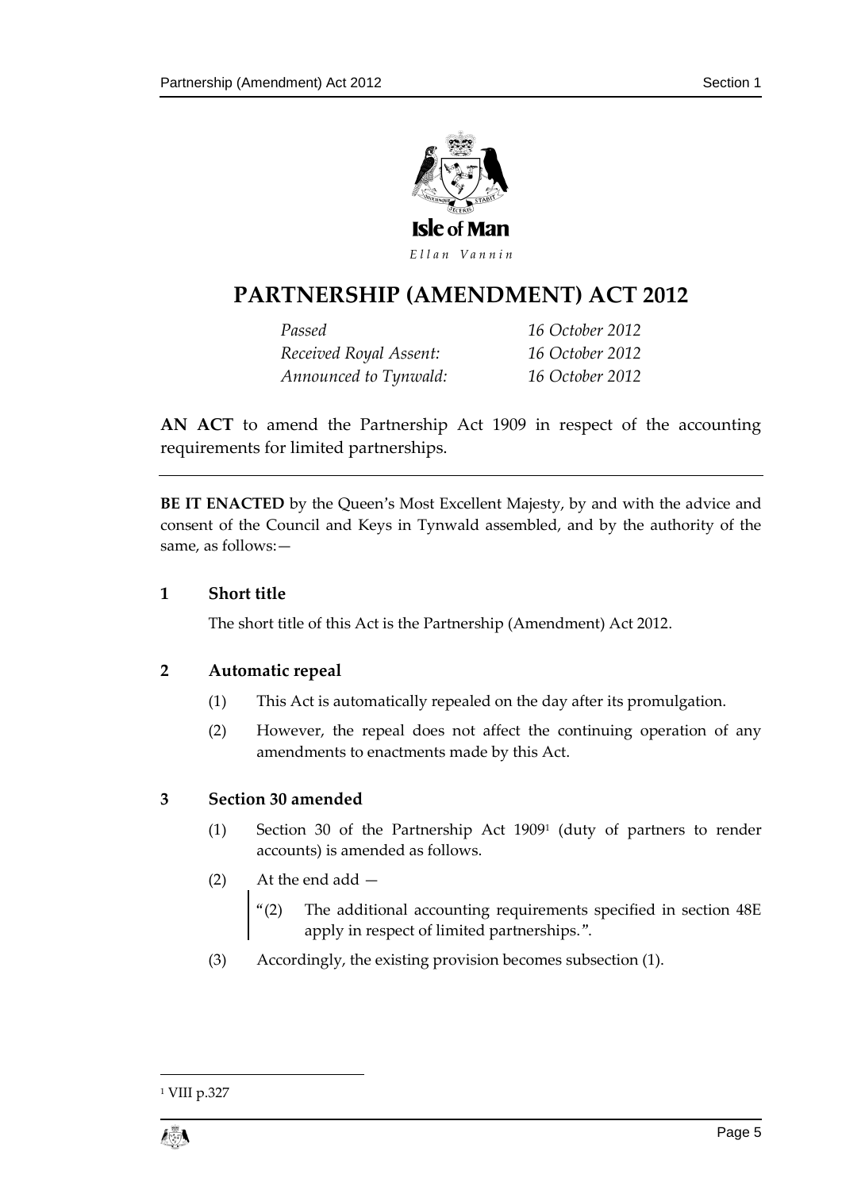Isle of Man

*Ellan Vannin*

# PARTNERSHIP (AMENDMENT) ACT 2012

| | |
|---|---|
| *Passed* | *16 October 2012* |
| *Received Royal Assent:* | *16 October 2012* |
| *Announced to Tynwald:* | *16 October 2012* |

**AN ACT** to amend the Partnership Act 1909 in respect of the accounting requirements for limited partnerships.

---

**BE IT ENACTED** by the Queen's Most Excellent Majesty, by and with the advice and consent of the Council and Keys in Tynwald assembled, and by the authority of the same, as follows:—

### 1 Short title

The short title of this Act is the Partnership (Amendment) Act 2012.

### 2 Automatic repeal

(1) This Act is automatically repealed on the day after its promulgation.

(2) However, the repeal does not affect the continuing operation of any amendments to enactments made by this Act.

### 3 Section 30 amended

(1) Section 30 of the Partnership Act 1909[1] (duty of partners to render accounts) is amended as follows.

(2) At the end add —

> "(2) The additional accounting requirements specified in section 48E apply in respect of limited partnerships.".

(3) Accordingly, the existing provision becomes subsection (1).

---

[1] VIII p.327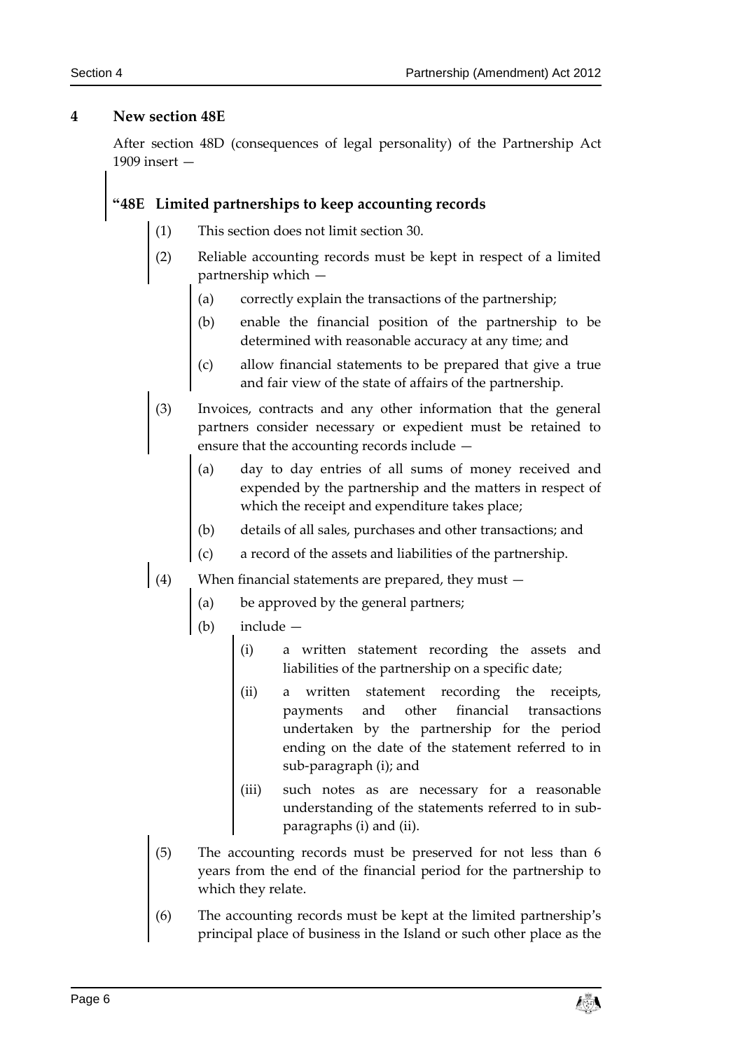## 4 New section 48E

After section 48D (consequences of legal personality) of the Partnership Act 1909 insert —

### "48E Limited partnerships to keep accounting records

(1) This section does not limit section 30.

(2) Reliable accounting records must be kept in respect of a limited partnership which —

(a) correctly explain the transactions of the partnership;

(b) enable the financial position of the partnership to be determined with reasonable accuracy at any time; and

(c) allow financial statements to be prepared that give a true and fair view of the state of affairs of the partnership.

(3) Invoices, contracts and any other information that the general partners consider necessary or expedient must be retained to ensure that the accounting records include —

(a) day to day entries of all sums of money received and expended by the partnership and the matters in respect of which the receipt and expenditure takes place;

(b) details of all sales, purchases and other transactions; and

(c) a record of the assets and liabilities of the partnership.

(4) When financial statements are prepared, they must —

(a) be approved by the general partners;

(b) include —

(i) a written statement recording the assets and liabilities of the partnership on a specific date;

(ii) a written statement recording the receipts, payments and other financial transactions undertaken by the partnership for the period ending on the date of the statement referred to in sub-paragraph (i); and

(iii) such notes as are necessary for a reasonable understanding of the statements referred to in sub-paragraphs (i) and (ii).

(5) The accounting records must be preserved for not less than 6 years from the end of the financial period for the partnership to which they relate.

(6) The accounting records must be kept at the limited partnership's principal place of business in the Island or such other place as the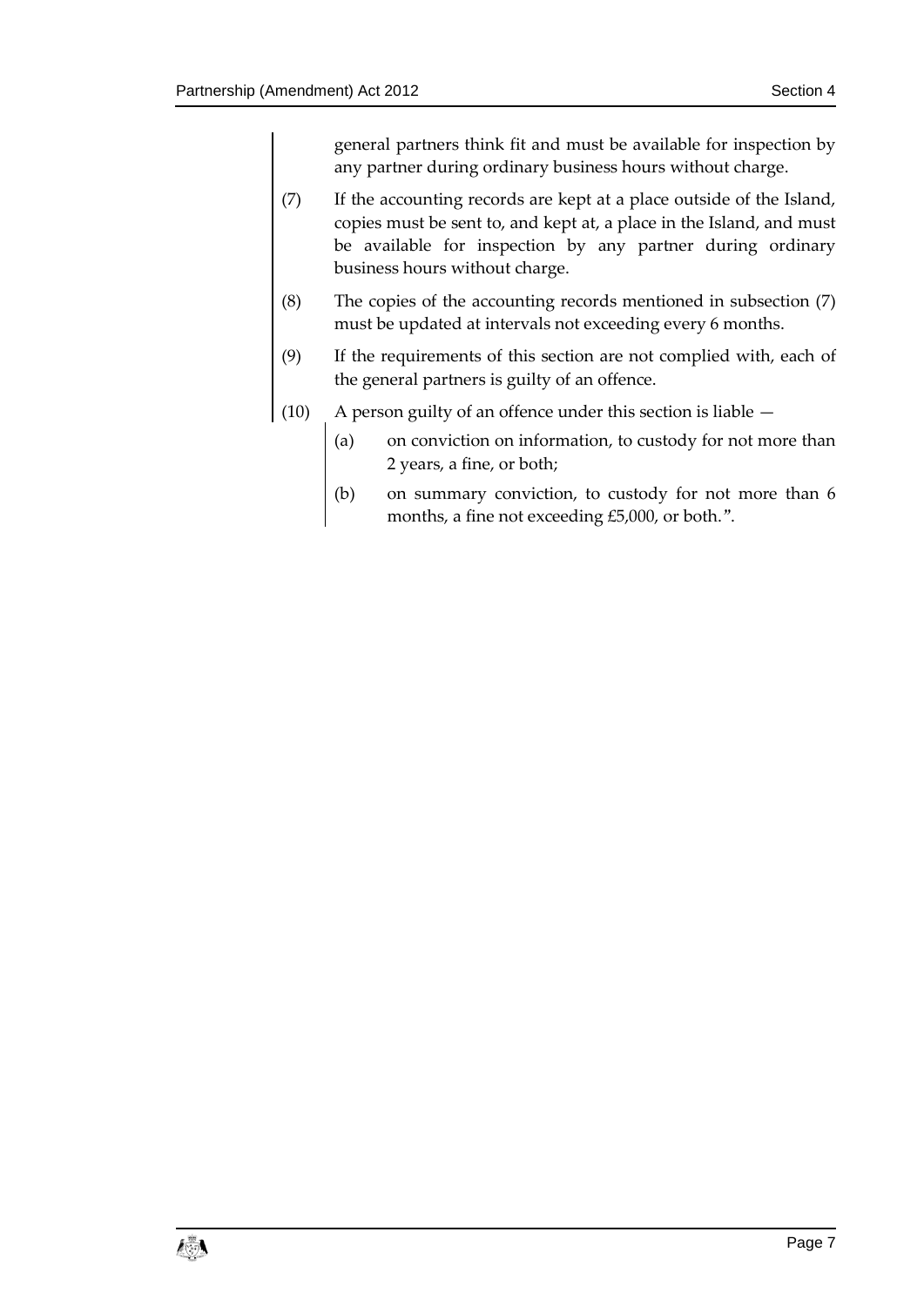general partners think fit and must be available for inspection by any partner during ordinary business hours without charge.

(7) If the accounting records are kept at a place outside of the Island, copies must be sent to, and kept at, a place in the Island, and must be available for inspection by any partner during ordinary business hours without charge.

(8) The copies of the accounting records mentioned in subsection (7) must be updated at intervals not exceeding every 6 months.

(9) If the requirements of this section are not complied with, each of the general partners is guilty of an offence.

(10) A person guilty of an offence under this section is liable —

(a) on conviction on information, to custody for not more than 2 years, a fine, or both;

(b) on summary conviction, to custody for not more than 6 months, a fine not exceeding £5,000, or both.".